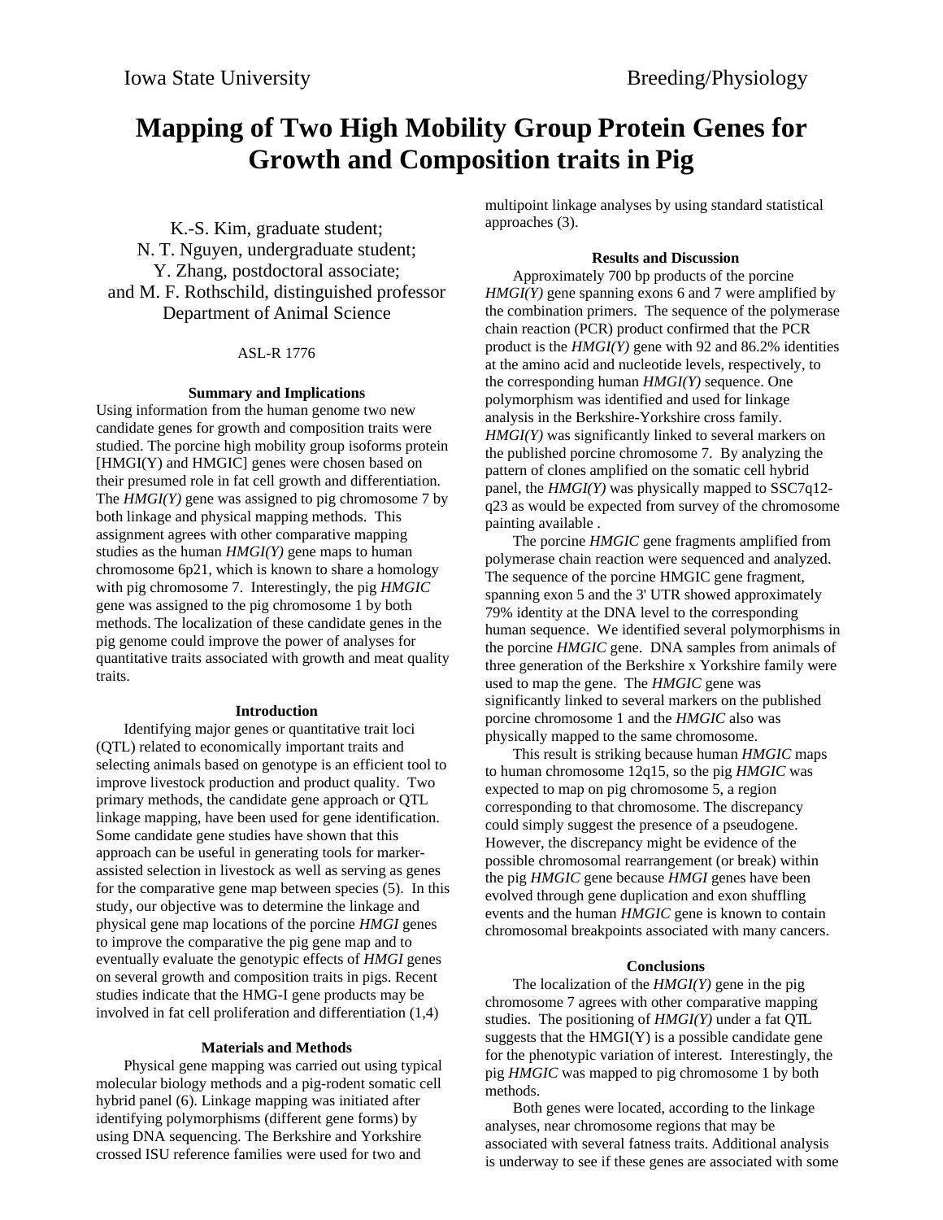# Mapping of Two High Mobility Group Protein Genes for Growth and Composition traits in Pig

K.-S. Kim, graduate student;
N. T. Nguyen, undergraduate student;
Y. Zhang, postdoctoral associate;
and M. F. Rothschild, distinguished professor
Department of Animal Science

ASL-R 1776

### Summary and Implications

Using information from the human genome two new candidate genes for growth and composition traits were studied. The porcine high mobility group isoforms protein [HMGI(Y) and HMGIC] genes were chosen based on their presumed role in fat cell growth and differentiation. The *HMGI(Y)* gene was assigned to pig chromosome 7 by both linkage and physical mapping methods. This assignment agrees with other comparative mapping studies as the human *HMGI(Y)* gene maps to human chromosome 6p21, which is known to share a homology with pig chromosome 7. Interestingly, the pig *HMGIC* gene was assigned to the pig chromosome 1 by both methods. The localization of these candidate genes in the pig genome could improve the power of analyses for quantitative traits associated with growth and meat quality traits.

### Introduction

Identifying major genes or quantitative trait loci (QTL) related to economically important traits and selecting animals based on genotype is an efficient tool to improve livestock production and product quality. Two primary methods, the candidate gene approach or QTL linkage mapping, have been used for gene identification. Some candidate gene studies have shown that this approach can be useful in generating tools for marker-assisted selection in livestock as well as serving as genes for the comparative gene map between species (5). In this study, our objective was to determine the linkage and physical gene map locations of the porcine *HMGI* genes to improve the comparative the pig gene map and to eventually evaluate the genotypic effects of *HMGI* genes on several growth and composition traits in pigs. Recent studies indicate that the HMG-I gene products may be involved in fat cell proliferation and differentiation (1,4)

### Materials and Methods

Physical gene mapping was carried out using typical molecular biology methods and a pig-rodent somatic cell hybrid panel (6). Linkage mapping was initiated after identifying polymorphisms (different gene forms) by using DNA sequencing. The Berkshire and Yorkshire crossed ISU reference families were used for two and multipoint linkage analyses by using standard statistical approaches (3).

### Results and Discussion

Approximately 700 bp products of the porcine *HMGI(Y)* gene spanning exons 6 and 7 were amplified by the combination primers. The sequence of the polymerase chain reaction (PCR) product confirmed that the PCR product is the *HMGI(Y)* gene with 92 and 86.2% identities at the amino acid and nucleotide levels, respectively, to the corresponding human *HMGI(Y)* sequence. One polymorphism was identified and used for linkage analysis in the Berkshire-Yorkshire cross family. *HMGI(Y)* was significantly linked to several markers on the published porcine chromosome 7. By analyzing the pattern of clones amplified on the somatic cell hybrid panel, the *HMGI(Y)* was physically mapped to SSC7q12-q23 as would be expected from survey of the chromosome painting available .

The porcine *HMGIC* gene fragments amplified from polymerase chain reaction were sequenced and analyzed. The sequence of the porcine HMGIC gene fragment, spanning exon 5 and the 3' UTR showed approximately 79% identity at the DNA level to the corresponding human sequence. We identified several polymorphisms in the porcine *HMGIC* gene. DNA samples from animals of three generation of the Berkshire x Yorkshire family were used to map the gene. The *HMGIC* gene was significantly linked to several markers on the published porcine chromosome 1 and the *HMGIC* also was physically mapped to the same chromosome.

This result is striking because human *HMGIC* maps to human chromosome 12q15, so the pig *HMGIC* was expected to map on pig chromosome 5, a region corresponding to that chromosome. The discrepancy could simply suggest the presence of a pseudogene. However, the discrepancy might be evidence of the possible chromosomal rearrangement (or break) within the pig *HMGIC* gene because *HMGI* genes have been evolved through gene duplication and exon shuffling events and the human *HMGIC* gene is known to contain chromosomal breakpoints associated with many cancers.

### Conclusions

The localization of the *HMGI(Y)* gene in the pig chromosome 7 agrees with other comparative mapping studies. The positioning of *HMGI(Y)* under a fat QTL suggests that the HMGI(Y) is a possible candidate gene for the phenotypic variation of interest. Interestingly, the pig *HMGIC* was mapped to pig chromosome 1 by both methods.

Both genes were located, according to the linkage analyses, near chromosome regions that may be associated with several fatness traits. Additional analysis is underway to see if these genes are associated with some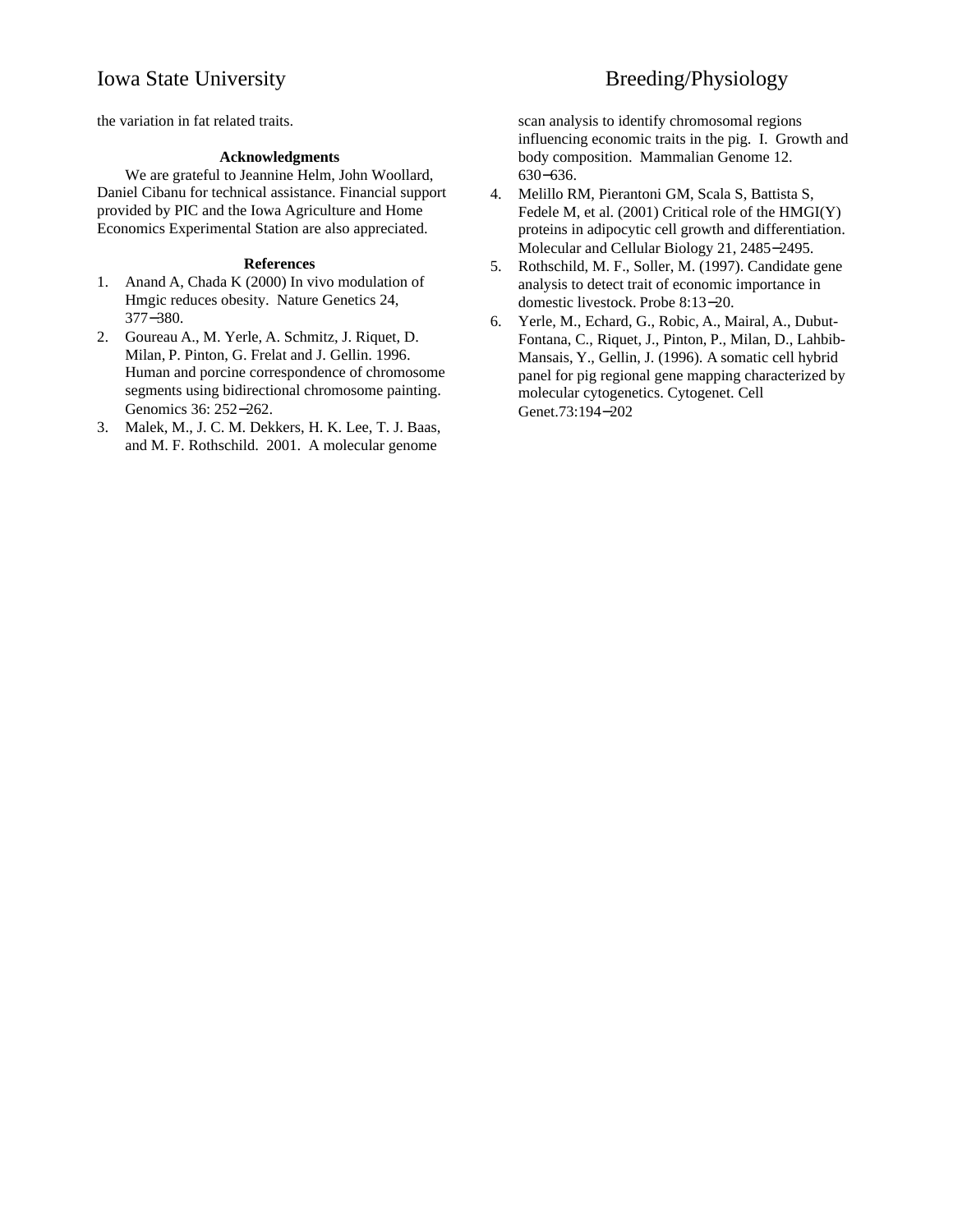the variation in fat related traits.

### Acknowledgments

We are grateful to Jeannine Helm, John Woollard, Daniel Cibanu for technical assistance. Financial support provided by PIC and the Iowa Agriculture and Home Economics Experimental Station are also appreciated.

### References

1. Anand A, Chada K (2000) In vivo modulation of Hmgic reduces obesity. Nature Genetics 24, 377−380.
2. Goureau A., M. Yerle, A. Schmitz, J. Riquet, D. Milan, P. Pinton, G. Frelat and J. Gellin. 1996. Human and porcine correspondence of chromosome segments using bidirectional chromosome painting. Genomics 36: 252−262.
3. Malek, M., J. C. M. Dekkers, H. K. Lee, T. J. Baas, and M. F. Rothschild. 2001. A molecular genome scan analysis to identify chromosomal regions influencing economic traits in the pig. I. Growth and body composition. Mammalian Genome 12. 630−636.
4. Melillo RM, Pierantoni GM, Scala S, Battista S, Fedele M, et al. (2001) Critical role of the HMGI(Y) proteins in adipocytic cell growth and differentiation. Molecular and Cellular Biology 21, 2485−2495.
5. Rothschild, M. F., Soller, M. (1997). Candidate gene analysis to detect trait of economic importance in domestic livestock. Probe 8:13−20.
6. Yerle, M., Echard, G., Robic, A., Mairal, A., Dubut-Fontana, C., Riquet, J., Pinton, P., Milan, D., Lahbib-Mansais, Y., Gellin, J. (1996). A somatic cell hybrid panel for pig regional gene mapping characterized by molecular cytogenetics. Cytogenet. Cell Genet.73:194−202